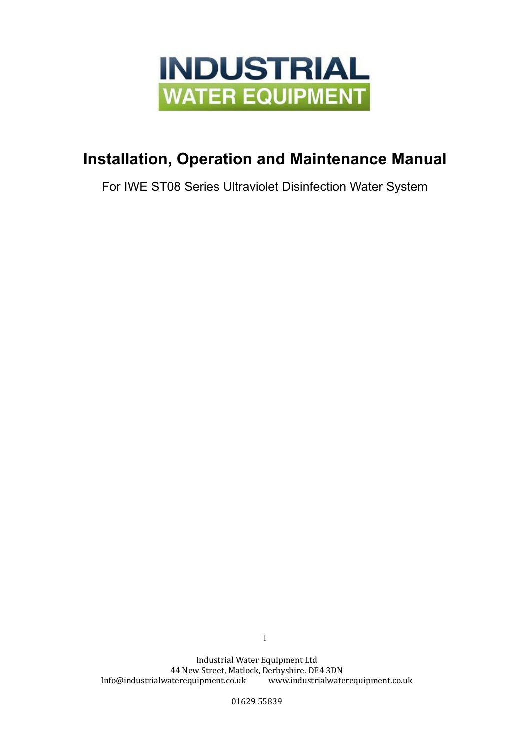# INDUSTRIAL WATER EQUIPMENT

# Installation, Operation and Maintenance Manual

For IWE ST08 Series Ultraviolet Disinfection Water System

Industrial Water Equipment Ltd
44 New Street, Matlock, Derbyshire. DE4 3DN
Info@industrialwaterequipment.co.uk www.industrialwaterequipment.co.uk

01629 55839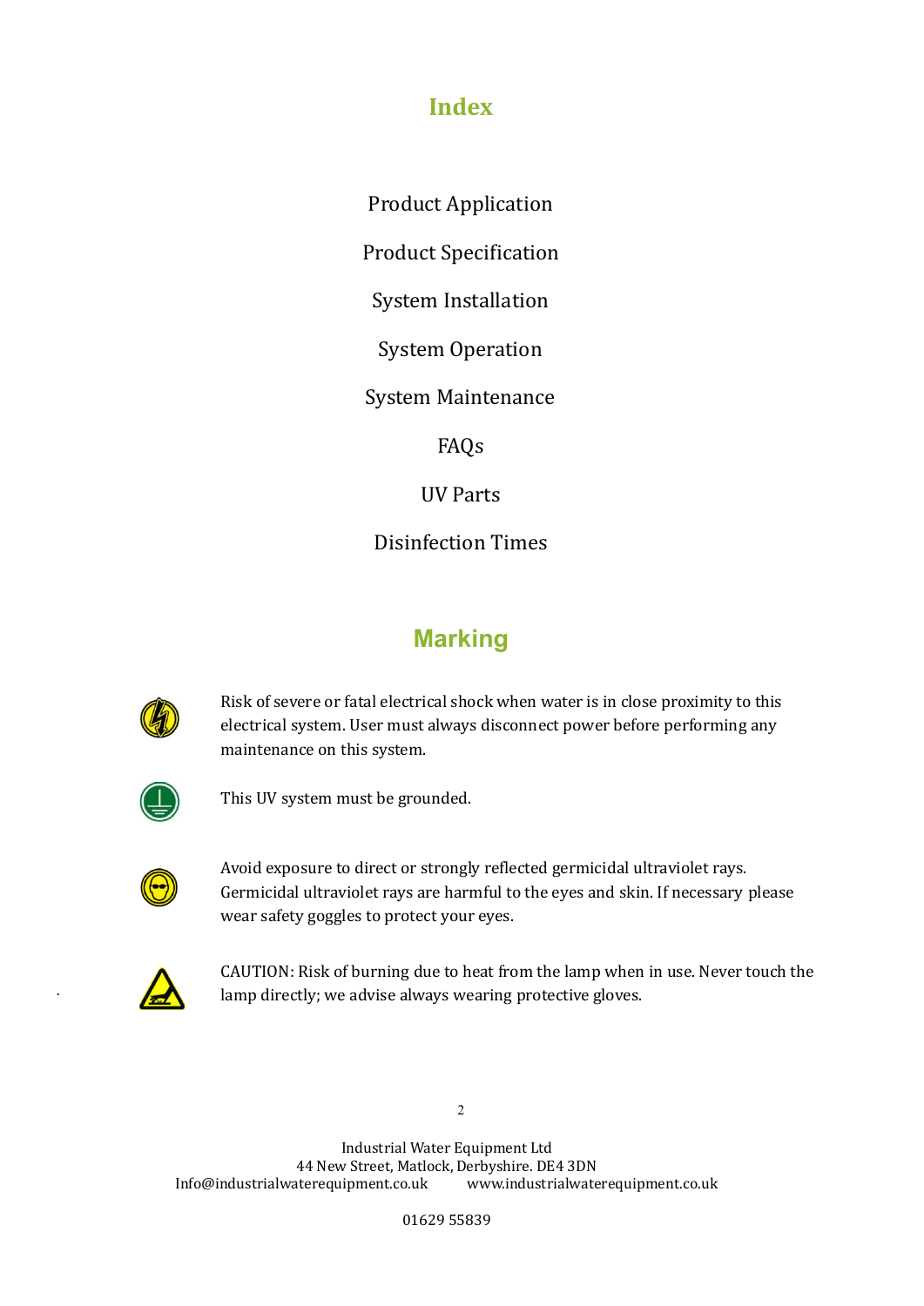# Index

Product Application

Product Specification

System Installation

System Operation

System Maintenance

FAQs

UV Parts

Disinfection Times

# Marking

Risk of severe or fatal electrical shock when water is in close proximity to this electrical system. User must always disconnect power before performing any maintenance on this system.

This UV system must be grounded.

Avoid exposure to direct or strongly reflected germicidal ultraviolet rays. Germicidal ultraviolet rays are harmful to the eyes and skin. If necessary please wear safety goggles to protect your eyes.

CAUTION: Risk of burning due to heat from the lamp when in use. Never touch the lamp directly; we advise always wearing protective gloves.

Industrial Water Equipment Ltd
44 New Street, Matlock, Derbyshire. DE4 3DN
Info@industrialwaterequipment.co.uk www.industrialwaterequipment.co.uk

01629 55839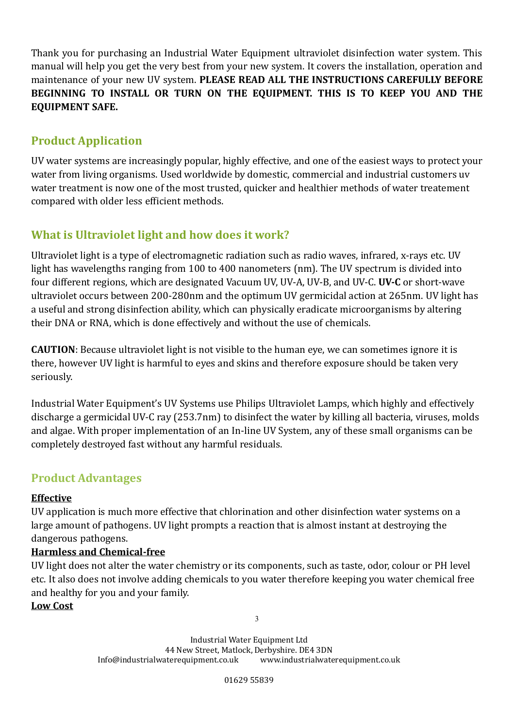Thank you for purchasing an Industrial Water Equipment ultraviolet disinfection water system. This manual will help you get the very best from your new system. It covers the installation, operation and maintenance of your new UV system. **PLEASE READ ALL THE INSTRUCTIONS CAREFULLY BEFORE BEGINNING TO INSTALL OR TURN ON THE EQUIPMENT. THIS IS TO KEEP YOU AND THE EQUIPMENT SAFE.**

## Product Application

UV water systems are increasingly popular, highly effective, and one of the easiest ways to protect your water from living organisms. Used worldwide by domestic, commercial and industrial customers uv water treatment is now one of the most trusted, quicker and healthier methods of water treatement compared with older less efficient methods.

## What is Ultraviolet light and how does it work?

Ultraviolet light is a type of electromagnetic radiation such as radio waves, infrared, x-rays etc. UV light has wavelengths ranging from 100 to 400 nanometers (nm). The UV spectrum is divided into four different regions, which are designated Vacuum UV, UV-A, UV-B, and UV-C. **UV-C** or short-wave ultraviolet occurs between 200-280nm and the optimum UV germicidal action at 265nm. UV light has a useful and strong disinfection ability, which can physically eradicate microorganisms by altering their DNA or RNA, which is done effectively and without the use of chemicals.

**CAUTION**: Because ultraviolet light is not visible to the human eye, we can sometimes ignore it is there, however UV light is harmful to eyes and skins and therefore exposure should be taken very seriously.

Industrial Water Equipment's UV Systems use Philips Ultraviolet Lamps, which highly and effectively discharge a germicidal UV-C ray (253.7nm) to disinfect the water by killing all bacteria, viruses, molds and algae. With proper implementation of an In-line UV System, any of these small organisms can be completely destroyed fast without any harmful residuals.

## Product Advantages

**Effective**

UV application is much more effective that chlorination and other disinfection water systems on a large amount of pathogens. UV light prompts a reaction that is almost instant at destroying the dangerous pathogens.

**Harmless and Chemical-free**

UV light does not alter the water chemistry or its components, such as taste, odor, colour or PH level etc. It also does not involve adding chemicals to you water therefore keeping you water chemical free and healthy for you and your family.

**Low Cost**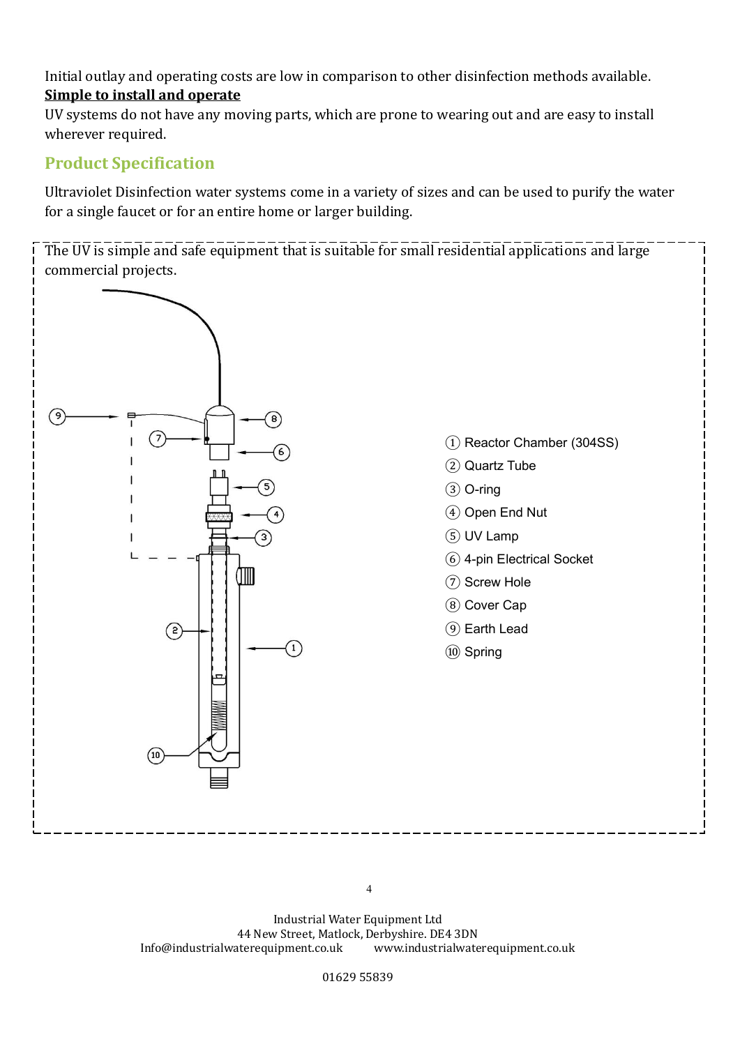Initial outlay and operating costs are low in comparison to other disinfection methods available.

**Simple to install and operate**

UV systems do not have any moving parts, which are prone to wearing out and are easy to install wherever required.

## Product Specification

Ultraviolet Disinfection water systems come in a variety of sizes and can be used to purify the water for a single faucet or for an entire home or larger building.

The UV is simple and safe equipment that is suitable for small residential applications and large commercial projects.

1. Reactor Chamber (304SS)
2. Quartz Tube
3. O-ring
4. Open End Nut
5. UV Lamp
6. 4-pin Electrical Socket
7. Screw Hole
8. Cover Cap
9. Earth Lead
10. Spring

Industrial Water Equipment Ltd
44 New Street, Matlock, Derbyshire. DE4 3DN
Info@industrialwaterequipment.co.uk www.industrialwaterequipment.co.uk

01629 55839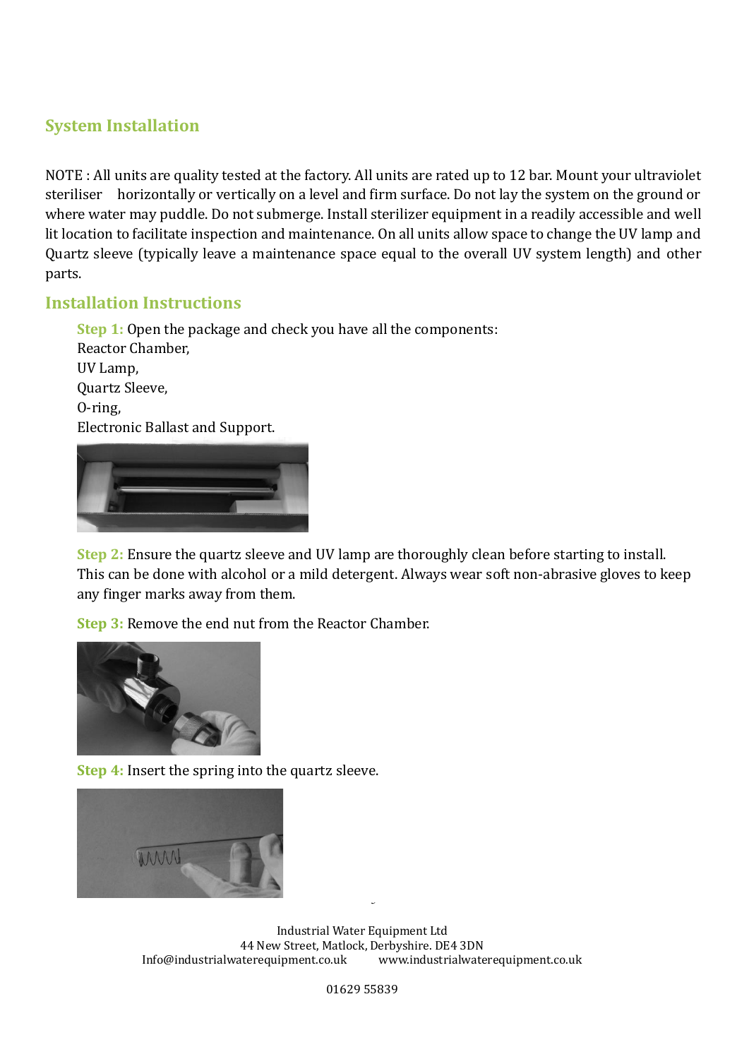## System Installation

NOTE : All units are quality tested at the factory. All units are rated up to 12 bar. Mount your ultraviolet steriliser horizontally or vertically on a level and firm surface. Do not lay the system on the ground or where water may puddle. Do not submerge. Install sterilizer equipment in a readily accessible and well lit location to facilitate inspection and maintenance. On all units allow space to change the UV lamp and Quartz sleeve (typically leave a maintenance space equal to the overall UV system length) and other parts.

## Installation Instructions

**Step 1:** Open the package and check you have all the components:
Reactor Chamber,
UV Lamp,
Quartz Sleeve,
O-ring,
Electronic Ballast and Support.

**Step 2:** Ensure the quartz sleeve and UV lamp are thoroughly clean before starting to install. This can be done with alcohol or a mild detergent. Always wear soft non-abrasive gloves to keep any finger marks away from them.

**Step 3:** Remove the end nut from the Reactor Chamber.

**Step 4:** Insert the spring into the quartz sleeve.

Industrial Water Equipment Ltd
44 New Street, Matlock, Derbyshire. DE4 3DN
Info@industrialwaterequipment.co.uk www.industrialwaterequipment.co.uk

01629 55839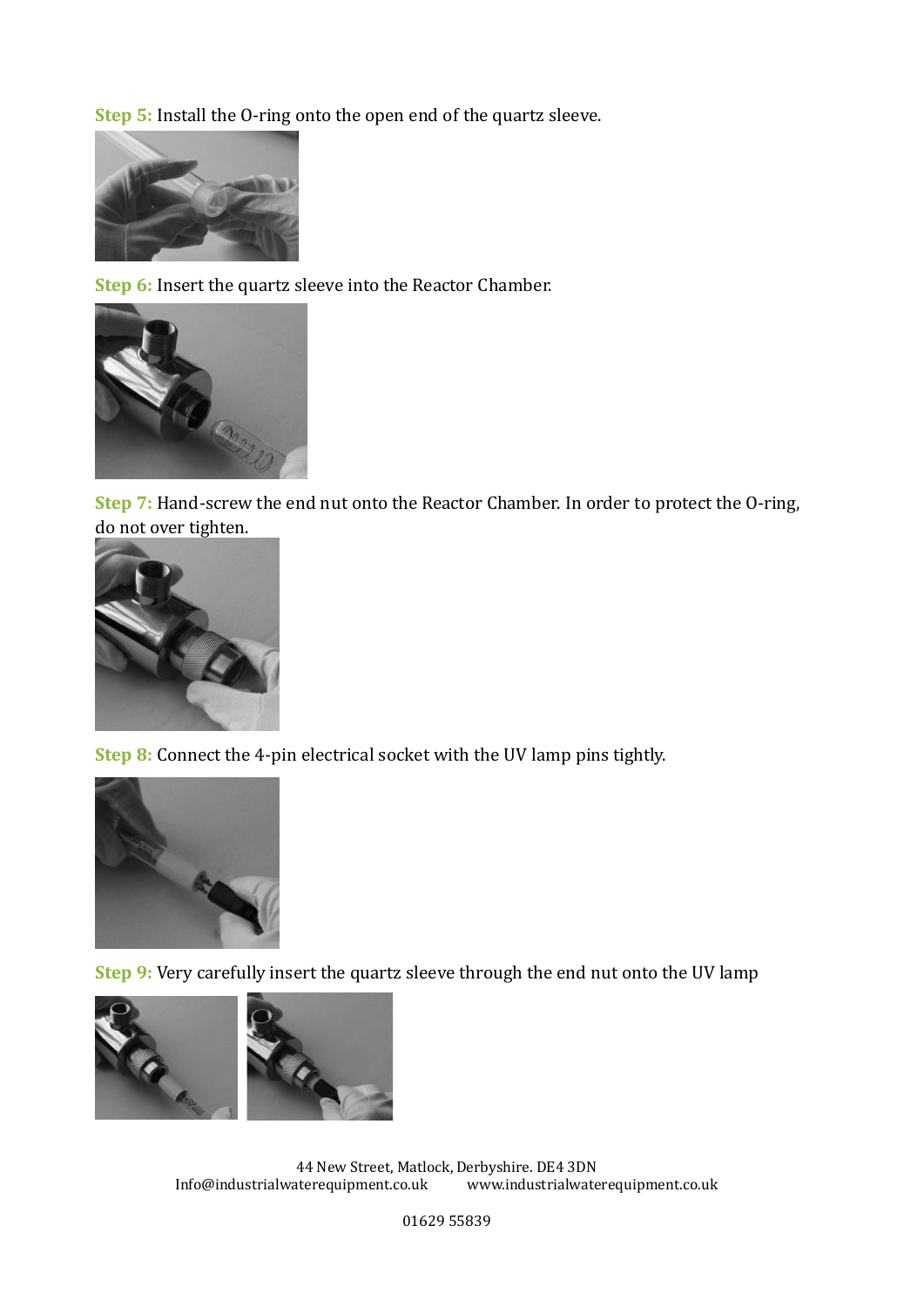**Step 5:** Install the O-ring onto the open end of the quartz sleeve.

**Step 6:** Insert the quartz sleeve into the Reactor Chamber.

**Step 7:** Hand-screw the end nut onto the Reactor Chamber. In order to protect the O-ring, do not over tighten.

**Step 8:** Connect the 4-pin electrical socket with the UV lamp pins tightly.

**Step 9:** Very carefully insert the quartz sleeve through the end nut onto the UV lamp

44 New Street, Matlock, Derbyshire. DE4 3DN
Info@industrialwaterequipment.co.uk www.industrialwaterequipment.co.uk

01629 55839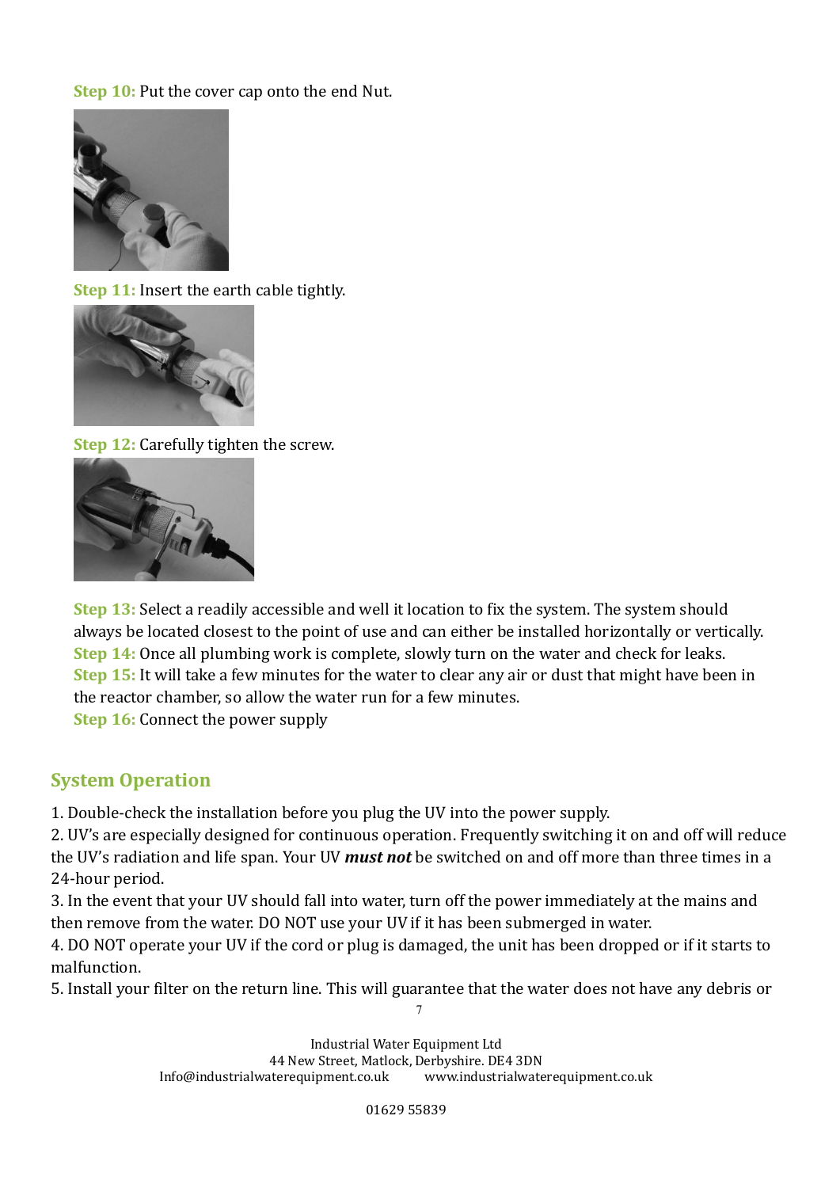**Step 10:** Put the cover cap onto the end Nut.

**Step 11:** Insert the earth cable tightly.

**Step 12:** Carefully tighten the screw.

**Step 13:** Select a readily accessible and well it location to fix the system. The system should always be located closest to the point of use and can either be installed horizontally or vertically.
**Step 14:** Once all plumbing work is complete, slowly turn on the water and check for leaks.
**Step 15:** It will take a few minutes for the water to clear any air or dust that might have been in the reactor chamber, so allow the water run for a few minutes.
**Step 16:** Connect the power supply

## System Operation

1. Double-check the installation before you plug the UV into the power supply.
2. UV's are especially designed for continuous operation. Frequently switching it on and off will reduce the UV's radiation and life span. Your UV ***must not*** be switched on and off more than three times in a 24-hour period.
3. In the event that your UV should fall into water, turn off the power immediately at the mains and then remove from the water. DO NOT use your UV if it has been submerged in water.
4. DO NOT operate your UV if the cord or plug is damaged, the unit has been dropped or if it starts to malfunction.
5. Install your filter on the return line. This will guarantee that the water does not have any debris or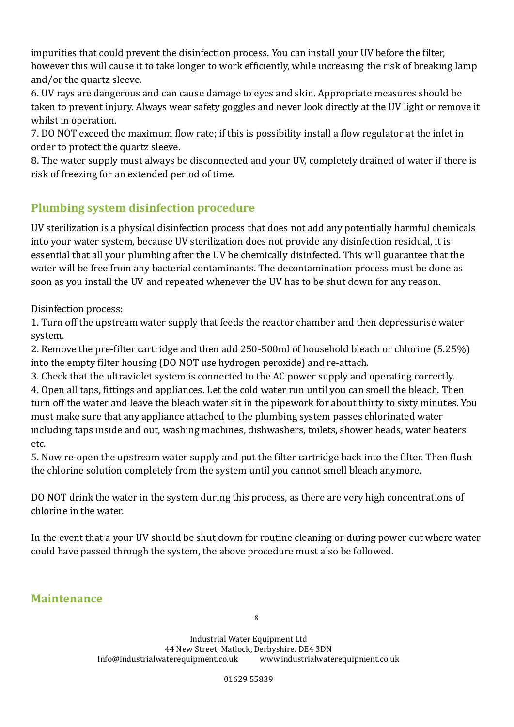impurities that could prevent the disinfection process. You can install your UV before the filter, however this will cause it to take longer to work efficiently, while increasing the risk of breaking lamp and/or the quartz sleeve.

6. UV rays are dangerous and can cause damage to eyes and skin. Appropriate measures should be taken to prevent injury. Always wear safety goggles and never look directly at the UV light or remove it whilst in operation.

7. DO NOT exceed the maximum flow rate; if this is possibility install a flow regulator at the inlet in order to protect the quartz sleeve.

8. The water supply must always be disconnected and your UV, completely drained of water if there is risk of freezing for an extended period of time.

## Plumbing system disinfection procedure

UV sterilization is a physical disinfection process that does not add any potentially harmful chemicals into your water system, because UV sterilization does not provide any disinfection residual, it is essential that all your plumbing after the UV be chemically disinfected. This will guarantee that the water will be free from any bacterial contaminants. The decontamination process must be done as soon as you install the UV and repeated whenever the UV has to be shut down for any reason.

Disinfection process:

1. Turn off the upstream water supply that feeds the reactor chamber and then depressurise water system.
2. Remove the pre-filter cartridge and then add 250-500ml of household bleach or chlorine (5.25%) into the empty filter housing (DO NOT use hydrogen peroxide) and re-attach.
3. Check that the ultraviolet system is connected to the AC power supply and operating correctly.
4. Open all taps, fittings and appliances. Let the cold water run until you can smell the bleach. Then turn off the water and leave the bleach water sit in the pipework for about thirty to sixty minutes. You must make sure that any appliance attached to the plumbing system passes chlorinated water including taps inside and out, washing machines, dishwashers, toilets, shower heads, water heaters etc.
5. Now re-open the upstream water supply and put the filter cartridge back into the filter. Then flush the chlorine solution completely from the system until you cannot smell bleach anymore.

DO NOT drink the water in the system during this process, as there are very high concentrations of chlorine in the water.

In the event that a your UV should be shut down for routine cleaning or during power cut where water could have passed through the system, the above procedure must also be followed.

## Maintenance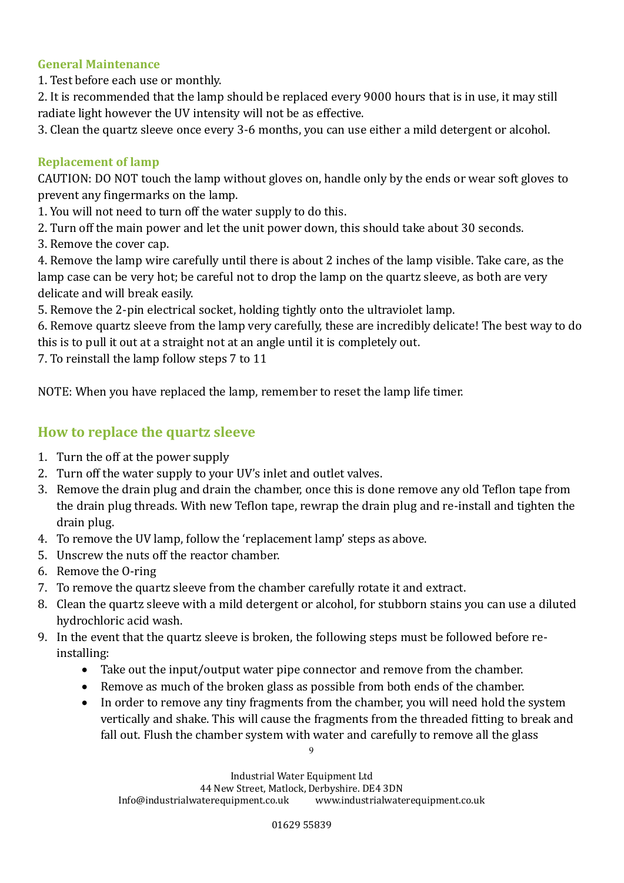### General Maintenance

1. Test before each use or monthly.
2. It is recommended that the lamp should be replaced every 9000 hours that is in use, it may still radiate light however the UV intensity will not be as effective.
3. Clean the quartz sleeve once every 3-6 months, you can use either a mild detergent or alcohol.

### Replacement of lamp

CAUTION: DO NOT touch the lamp without gloves on, handle only by the ends or wear soft gloves to prevent any fingermarks on the lamp.

1. You will not need to turn off the water supply to do this.
2. Turn off the main power and let the unit power down, this should take about 30 seconds.
3. Remove the cover cap.
4. Remove the lamp wire carefully until there is about 2 inches of the lamp visible. Take care, as the lamp case can be very hot; be careful not to drop the lamp on the quartz sleeve, as both are very delicate and will break easily.
5. Remove the 2-pin electrical socket, holding tightly onto the ultraviolet lamp.
6. Remove quartz sleeve from the lamp very carefully, these are incredibly delicate! The best way to do this is to pull it out at a straight not at an angle until it is completely out.
7. To reinstall the lamp follow steps 7 to 11

NOTE: When you have replaced the lamp, remember to reset the lamp life timer.

## How to replace the quartz sleeve

1. Turn the off at the power supply
2. Turn off the water supply to your UV's inlet and outlet valves.
3. Remove the drain plug and drain the chamber, once this is done remove any old Teflon tape from the drain plug threads. With new Teflon tape, rewrap the drain plug and re-install and tighten the drain plug.
4. To remove the UV lamp, follow the 'replacement lamp' steps as above.
5. Unscrew the nuts off the reactor chamber.
6. Remove the O-ring
7. To remove the quartz sleeve from the chamber carefully rotate it and extract.
8. Clean the quartz sleeve with a mild detergent or alcohol, for stubborn stains you can use a diluted hydrochloric acid wash.
9. In the event that the quartz sleeve is broken, the following steps must be followed before re-installing:
    - Take out the input/output water pipe connector and remove from the chamber.
    - Remove as much of the broken glass as possible from both ends of the chamber.
    - In order to remove any tiny fragments from the chamber, you will need hold the system vertically and shake. This will cause the fragments from the threaded fitting to break and fall out. Flush the chamber system with water and carefully to remove all the glass

Industrial Water Equipment Ltd
44 New Street, Matlock, Derbyshire. DE4 3DN
Info@industrialwaterequipment.co.uk www.industrialwaterequipment.co.uk

01629 55839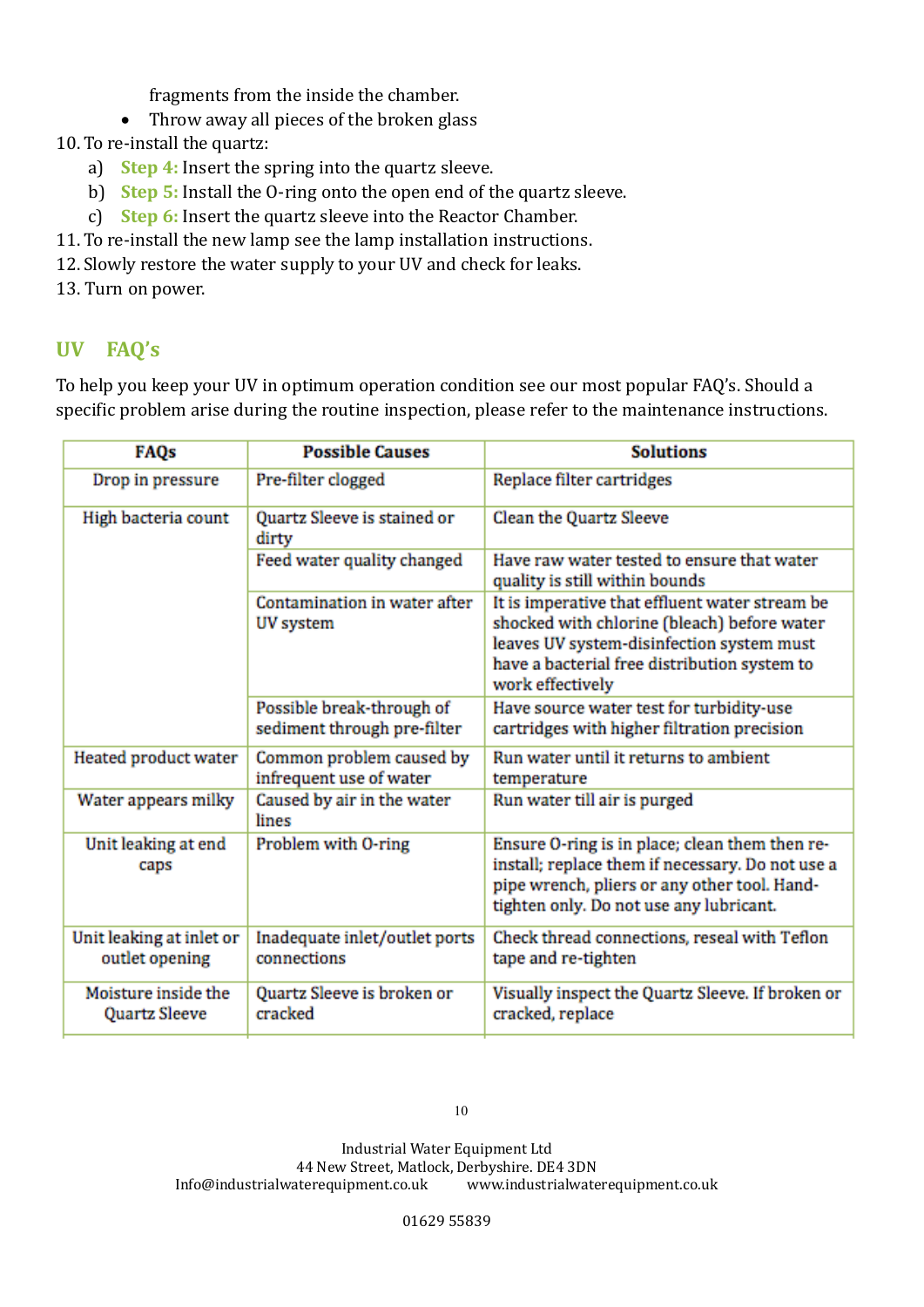fragments from the inside the chamber.

- Throw away all pieces of the broken glass

10. To re-install the quartz:
    a) **Step 4:** Insert the spring into the quartz sleeve.
    b) **Step 5:** Install the O-ring onto the open end of the quartz sleeve.
    c) **Step 6:** Insert the quartz sleeve into the Reactor Chamber.
11. To re-install the new lamp see the lamp installation instructions.
12. Slowly restore the water supply to your UV and check for leaks.
13. Turn on power.

## UV FAQ's

To help you keep your UV in optimum operation condition see our most popular FAQ's. Should a specific problem arise during the routine inspection, please refer to the maintenance instructions.

| FAQs | Possible Causes | Solutions |
|---|---|---|
| Drop in pressure | Pre-filter clogged | Replace filter cartridges |
| High bacteria count | Quartz Sleeve is stained or dirty | Clean the Quartz Sleeve |
| | Feed water quality changed | Have raw water tested to ensure that water quality is still within bounds |
| | Contamination in water after UV system | It is imperative that effluent water stream be shocked with chlorine (bleach) before water leaves UV system-disinfection system must have a bacterial free distribution system to work effectively |
| | Possible break-through of sediment through pre-filter | Have source water test for turbidity-use cartridges with higher filtration precision |
| Heated product water | Common problem caused by infrequent use of water | Run water until it returns to ambient temperature |
| Water appears milky | Caused by air in the water lines | Run water till air is purged |
| Unit leaking at end caps | Problem with O-ring | Ensure O-ring is in place; clean them then re-install; replace them if necessary. Do not use a pipe wrench, pliers or any other tool. Hand-tighten only. Do not use any lubricant. |
| Unit leaking at inlet or outlet opening | Inadequate inlet/outlet ports connections | Check thread connections, reseal with Teflon tape and re-tighten |
| Moisture inside the Quartz Sleeve | Quartz Sleeve is broken or cracked | Visually inspect the Quartz Sleeve. If broken or cracked, replace |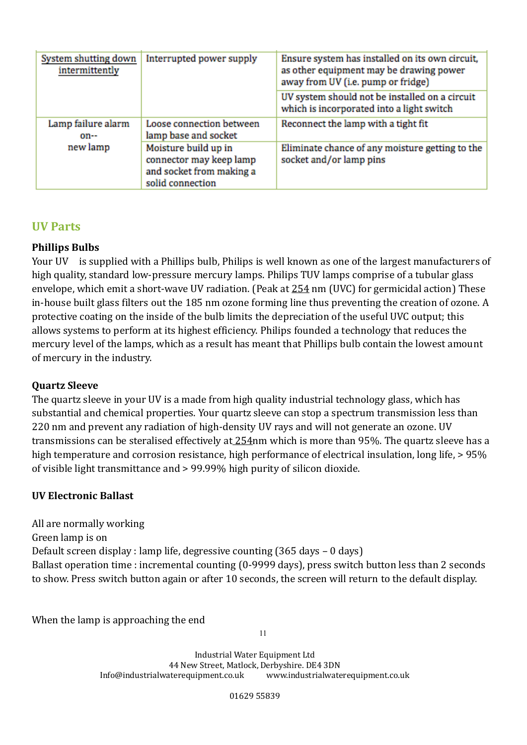| System shutting down intermittently | Interrupted power supply | Ensure system has installed on its own circuit, as other equipment may be drawing power away from UV (i.e. pump or fridge) |
|---|---|---|
| | | UV system should not be installed on a circuit which is incorporated into a light switch |
| Lamp failure alarm on-- new lamp | Loose connection between lamp base and socket | Reconnect the lamp with a tight fit |
| | Moisture build up in connector may keep lamp and socket from making a solid connection | Eliminate chance of any moisture getting to the socket and/or lamp pins |

## UV Parts

**Phillips Bulbs**

Your UV  is supplied with a Phillips bulb, Philips is well known as one of the largest manufacturers of high quality, standard low-pressure mercury lamps. Philips TUV lamps comprise of a tubular glass envelope, which emit a short-wave UV radiation. (Peak at 254 nm (UVC) for germicidal action) These in-house built glass filters out the 185 nm ozone forming line thus preventing the creation of ozone. A protective coating on the inside of the bulb limits the depreciation of the useful UVC output; this allows systems to perform at its highest efficiency. Philips founded a technology that reduces the mercury level of the lamps, which as a result has meant that Phillips bulb contain the lowest amount of mercury in the industry.

**Quartz Sleeve**

The quartz sleeve in your UV is a made from high quality industrial technology glass, which has substantial and chemical properties. Your quartz sleeve can stop a spectrum transmission less than 220 nm and prevent any radiation of high-density UV rays and will not generate an ozone. UV transmissions can be steralised effectively at 254nm which is more than 95%. The quartz sleeve has a high temperature and corrosion resistance, high performance of electrical insulation, long life, > 95% of visible light transmittance and > 99.99% high purity of silicon dioxide.

**UV Electronic Ballast**

All are normally working

Green lamp is on

Default screen display : lamp life, degressive counting (365 days – 0 days)

Ballast operation time : incremental counting (0-9999 days), press switch button less than 2 seconds to show. Press switch button again or after 10 seconds, the screen will return to the default display.

When the lamp is approaching the end

Industrial Water Equipment Ltd
44 New Street, Matlock, Derbyshire. DE4 3DN
Info@industrialwaterequipment.co.uk www.industrialwaterequipment.co.uk

01629 55839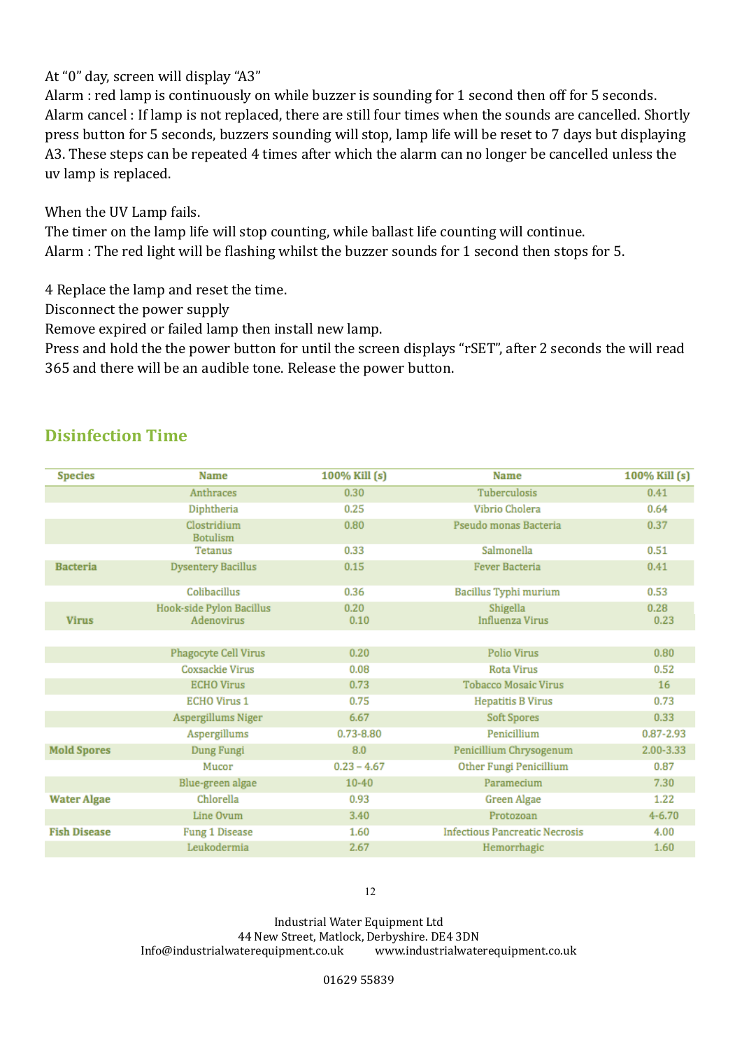At “0” day, screen will display “A3”

Alarm : red lamp is continuously on while buzzer is sounding for 1 second then off for 5 seconds.

Alarm cancel : If lamp is not replaced, there are still four times when the sounds are cancelled. Shortly press button for 5 seconds, buzzers sounding will stop, lamp life will be reset to 7 days but displaying A3. These steps can be repeated 4 times after which the alarm can no longer be cancelled unless the uv lamp is replaced.

When the UV Lamp fails.

The timer on the lamp life will stop counting, while ballast life counting will continue.

Alarm : The red light will be flashing whilst the buzzer sounds for 1 second then stops for 5.

4 Replace the lamp and reset the time.

Disconnect the power supply

Remove expired or failed lamp then install new lamp.

Press and hold the the power button for until the screen displays “rSET”, after 2 seconds the will read 365 and there will be an audible tone. Release the power button.

## Disinfection Time

| Species | Name | 100% Kill (s) | Name | 100% Kill (s) |
|---|---|---|---|---|
| | Anthraces | 0.30 | Tuberculosis | 0.41 |
| | Diphtheria | 0.25 | Vibrio Cholera | 0.64 |
| | Clostridium Botulism | 0.80 | Pseudo monas Bacteria | 0.37 |
| | Tetanus | 0.33 | Salmonella | 0.51 |
| Bacteria | Dysentery Bacillus | 0.15 | Fever Bacteria | 0.41 |
| | Colibacillus | 0.36 | Bacillus Typhi murium | 0.53 |
| | Hook-side Pylon Bacillus | 0.20 | Shigella | 0.28 |
| Virus | Adenovirus | 0.10 | Influenza Virus | 0.23 |
| | Phagocyte Cell Virus | 0.20 | Polio Virus | 0.80 |
| | Coxsackie Virus | 0.08 | Rota Virus | 0.52 |
| | ECHO Virus | 0.73 | Tobacco Mosaic Virus | 16 |
| | ECHO Virus 1 | 0.75 | Hepatitis B Virus | 0.73 |
| | Aspergillums Niger | 6.67 | Soft Spores | 0.33 |
| | Aspergillums | 0.73-8.80 | Penicillium | 0.87-2.93 |
| Mold Spores | Dung Fungi | 8.0 | Penicillium Chrysogenum | 2.00-3.33 |
| | Mucor | 0.23 – 4.67 | Other Fungi Penicillium | 0.87 |
| | Blue-green algae | 10-40 | Paramecium | 7.30 |
| Water Algae | Chlorella | 0.93 | Green Algae | 1.22 |
| | Line Ovum | 3.40 | Protozoan | 4-6.70 |
| Fish Disease | Fung 1 Disease | 1.60 | Infectious Pancreatic Necrosis | 4.00 |
| | Leukodermia | 2.67 | Hemorrhagic | 1.60 |

Industrial Water Equipment Ltd
44 New Street, Matlock, Derbyshire. DE4 3DN
Info@industrialwaterequipment.co.uk www.industrialwaterequipment.co.uk

01629 55839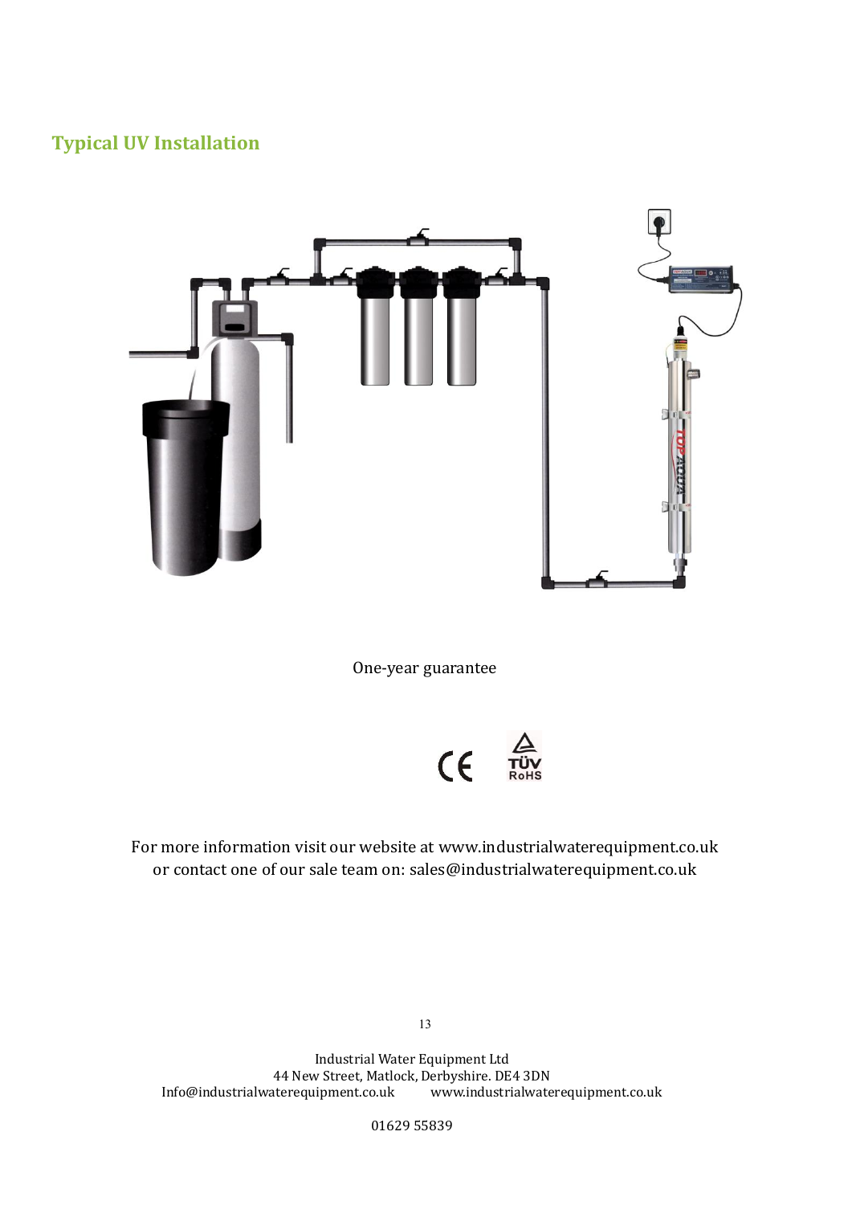## Typical UV Installation

One-year guarantee

CE TÜV RoHS

For more information visit our website at www.industrialwaterequipment.co.uk
or contact one of our sale team on: sales@industrialwaterequipment.co.uk

Industrial Water Equipment Ltd
44 New Street, Matlock, Derbyshire. DE4 3DN
Info@industrialwaterequipment.co.uk www.industrialwaterequipment.co.uk

01629 55839